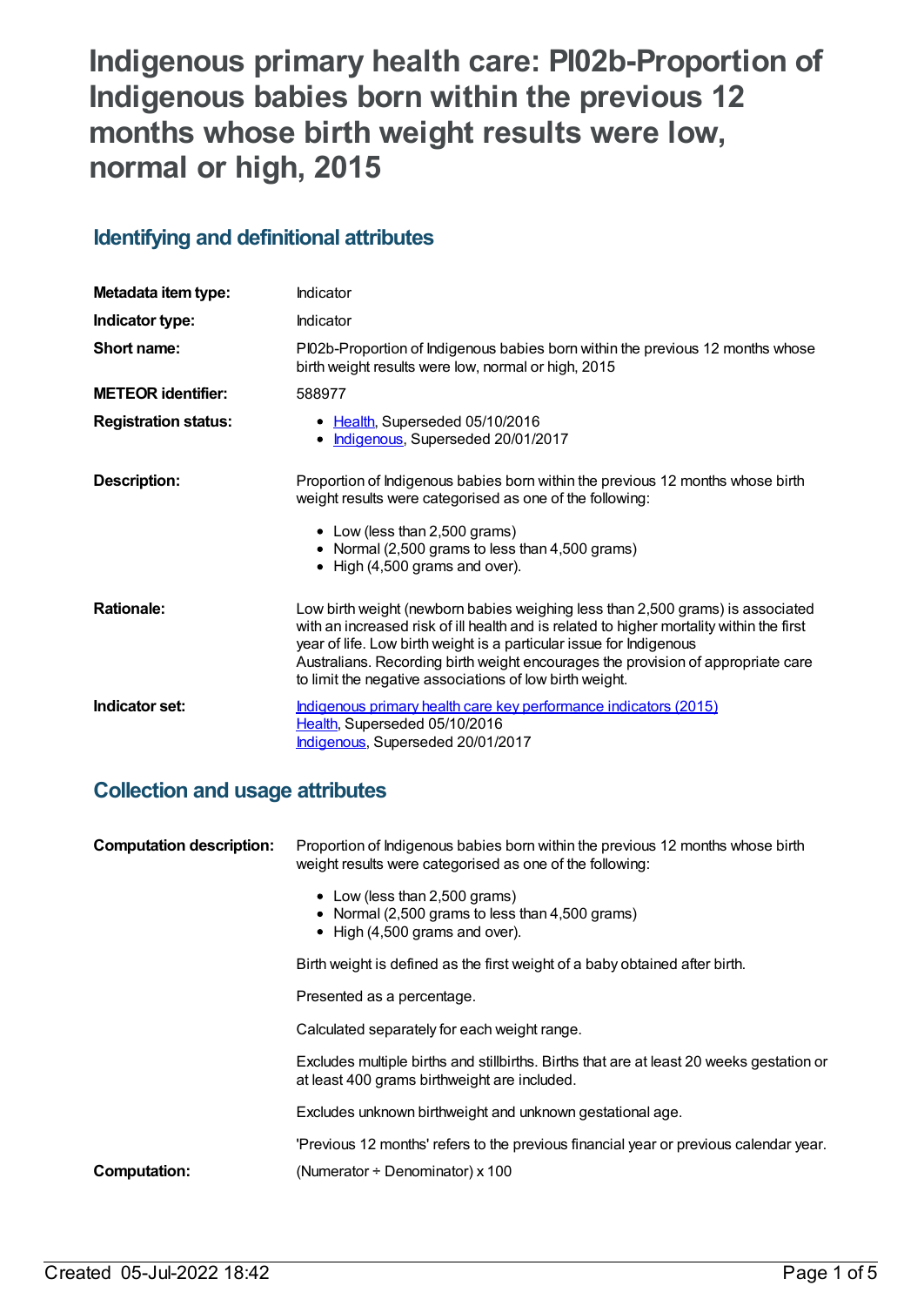# Indigenous primary health care: PI02b-Proportion of Indigenous babies born within the previous 12 months whose birth weight results were low, normal or high, 2015

## Identifying and definitional attributes

| | |
|---|---|
| **Metadata item type:** | Indicator |
| **Indicator type:** | Indicator |
| **Short name:** | PI02b-Proportion of Indigenous babies born within the previous 12 months whose birth weight results were low, normal or high, 2015 |
| **METEOR identifier:** | 588977 |
| **Registration status:** | • Health, Superseded 05/10/2016<br>• Indigenous, Superseded 20/01/2017 |
| **Description:** | Proportion of Indigenous babies born within the previous 12 months whose birth weight results were categorised as one of the following:<br>• Low (less than 2,500 grams)<br>• Normal (2,500 grams to less than 4,500 grams)<br>• High (4,500 grams and over). |
| **Rationale:** | Low birth weight (newborn babies weighing less than 2,500 grams) is associated with an increased risk of ill health and is related to higher mortality within the first year of life. Low birth weight is a particular issue for Indigenous Australians. Recording birth weight encourages the provision of appropriate care to limit the negative associations of low birth weight. |
| **Indicator set:** | Indigenous primary health care key performance indicators (2015)<br>Health, Superseded 05/10/2016<br>Indigenous, Superseded 20/01/2017 |

## Collection and usage attributes

| | |
|---|---|
| **Computation description:** | Proportion of Indigenous babies born within the previous 12 months whose birth weight results were categorised as one of the following:<br>• Low (less than 2,500 grams)<br>• Normal (2,500 grams to less than 4,500 grams)<br>• High (4,500 grams and over).<br><br>Birth weight is defined as the first weight of a baby obtained after birth.<br><br>Presented as a percentage.<br><br>Calculated separately for each weight range.<br><br>Excludes multiple births and stillbirths. Births that are at least 20 weeks gestation or at least 400 grams birthweight are included.<br><br>Excludes unknown birthweight and unknown gestational age.<br><br>'Previous 12 months' refers to the previous financial year or previous calendar year. |
| **Computation:** | (Numerator ÷ Denominator) x 100 |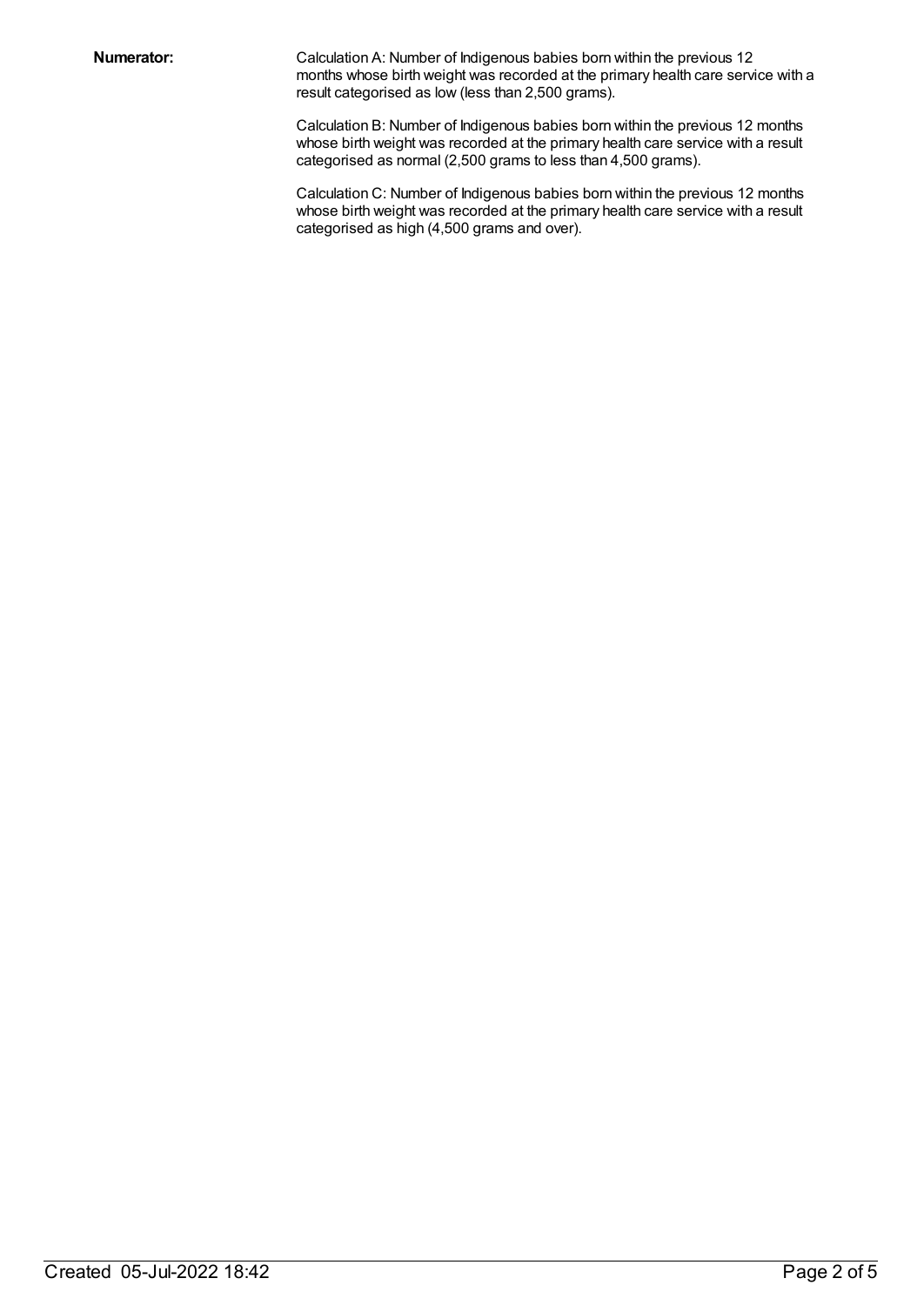**Numerator:**

Calculation A: Number of Indigenous babies born within the previous 12 months whose birth weight was recorded at the primary health care service with a result categorised as low (less than 2,500 grams).

Calculation B: Number of Indigenous babies born within the previous 12 months whose birth weight was recorded at the primary health care service with a result categorised as normal (2,500 grams to less than 4,500 grams).

Calculation C: Number of Indigenous babies born within the previous 12 months whose birth weight was recorded at the primary health care service with a result categorised as high (4,500 grams and over).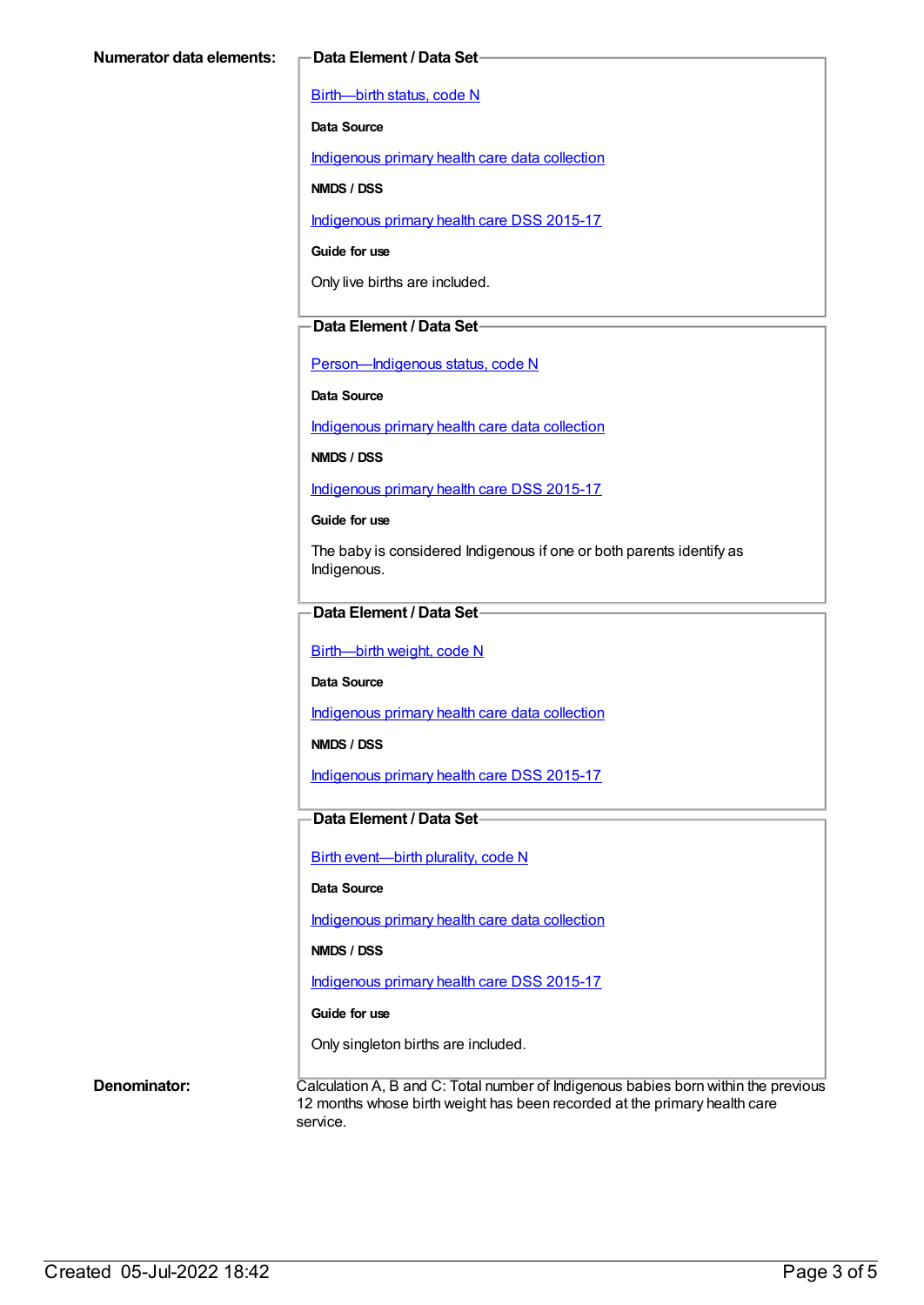**Numerator data elements:**

**Data Element / Data Set**

Birth—birth status, code N

**Data Source**

Indigenous primary health care data collection

**NMDS / DSS**

Indigenous primary health care DSS 2015-17

**Guide for use**

Only live births are included.

**Data Element / Data Set**

Person—Indigenous status, code N

**Data Source**

Indigenous primary health care data collection

**NMDS / DSS**

Indigenous primary health care DSS 2015-17

**Guide for use**

The baby is considered Indigenous if one or both parents identify as Indigenous.

**Data Element / Data Set**

Birth—birth weight, code N

**Data Source**

Indigenous primary health care data collection

**NMDS / DSS**

Indigenous primary health care DSS 2015-17

**Data Element / Data Set**

Birth event—birth plurality, code N

**Data Source**

Indigenous primary health care data collection

**NMDS / DSS**

Indigenous primary health care DSS 2015-17

**Guide for use**

Only singleton births are included.

**Denominator:**

Calculation A, B and C: Total number of Indigenous babies born within the previous 12 months whose birth weight has been recorded at the primary health care service.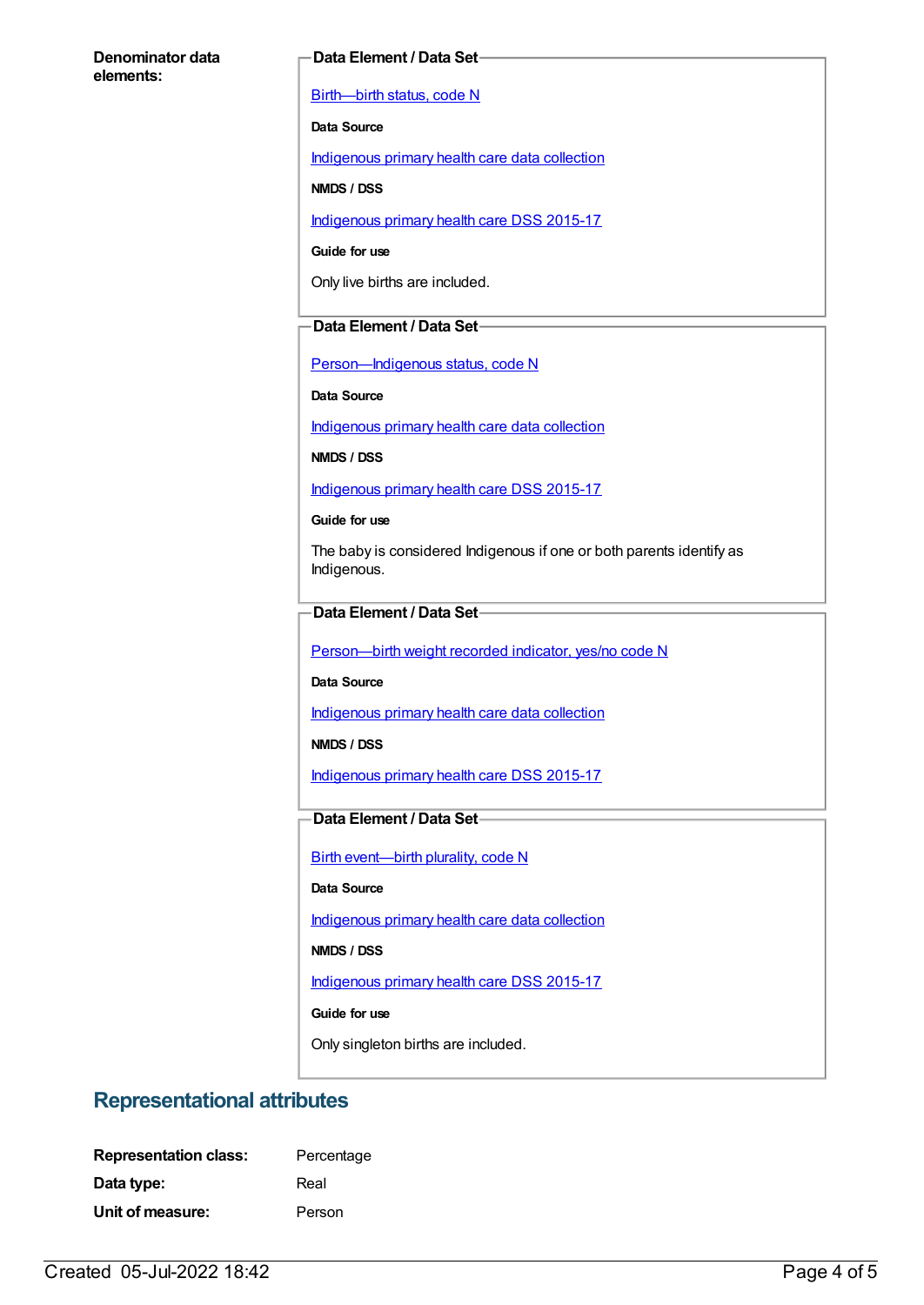**Denominator data elements:**

**Data Element / Data Set**

[Birth—birth status, code N]

**Data Source**

[Indigenous primary health care data collection]

**NMDS / DSS**

[Indigenous primary health care DSS 2015-17]

**Guide for use**

Only live births are included.

**Data Element / Data Set**

[Person—Indigenous status, code N]

**Data Source**

[Indigenous primary health care data collection]

**NMDS / DSS**

[Indigenous primary health care DSS 2015-17]

**Guide for use**

The baby is considered Indigenous if one or both parents identify as Indigenous.

**Data Element / Data Set**

[Person—birth weight recorded indicator, yes/no code N]

**Data Source**

[Indigenous primary health care data collection]

**NMDS / DSS**

[Indigenous primary health care DSS 2015-17]

**Data Element / Data Set**

[Birth event—birth plurality, code N]

**Data Source**

[Indigenous primary health care data collection]

**NMDS / DSS**

[Indigenous primary health care DSS 2015-17]

**Guide for use**

Only singleton births are included.

## Representational attributes

**Representation class:** Percentage

**Data type:** Real

**Unit of measure:** Person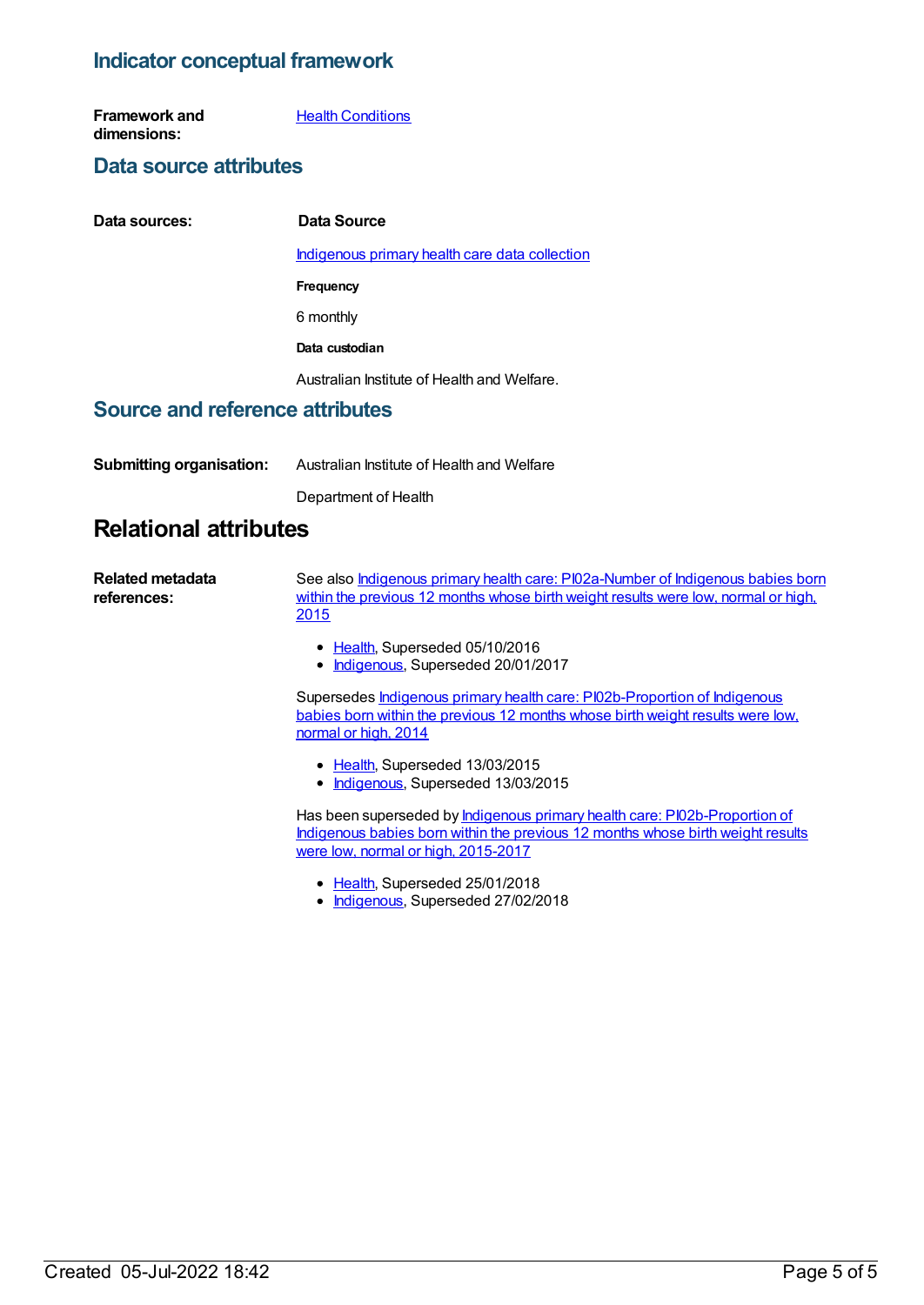## Indicator conceptual framework

**Framework and dimensions:** Health Conditions

## Data source attributes

**Data sources:**

**Data Source**

Indigenous primary health care data collection

**Frequency**

6 monthly

**Data custodian**

Australian Institute of Health and Welfare.

## Source and reference attributes

**Submitting organisation:** Australian Institute of Health and Welfare

Department of Health

# Relational attributes

**Related metadata references:**

See also Indigenous primary health care: PI02a-Number of Indigenous babies born within the previous 12 months whose birth weight results were low, normal or high, 2015

- Health, Superseded 05/10/2016
- Indigenous, Superseded 20/01/2017

Supersedes Indigenous primary health care: PI02b-Proportion of Indigenous babies born within the previous 12 months whose birth weight results were low, normal or high, 2014

- Health, Superseded 13/03/2015
- Indigenous, Superseded 13/03/2015

Has been superseded by Indigenous primary health care: PI02b-Proportion of Indigenous babies born within the previous 12 months whose birth weight results were low, normal or high, 2015-2017

- Health, Superseded 25/01/2018
- Indigenous, Superseded 27/02/2018